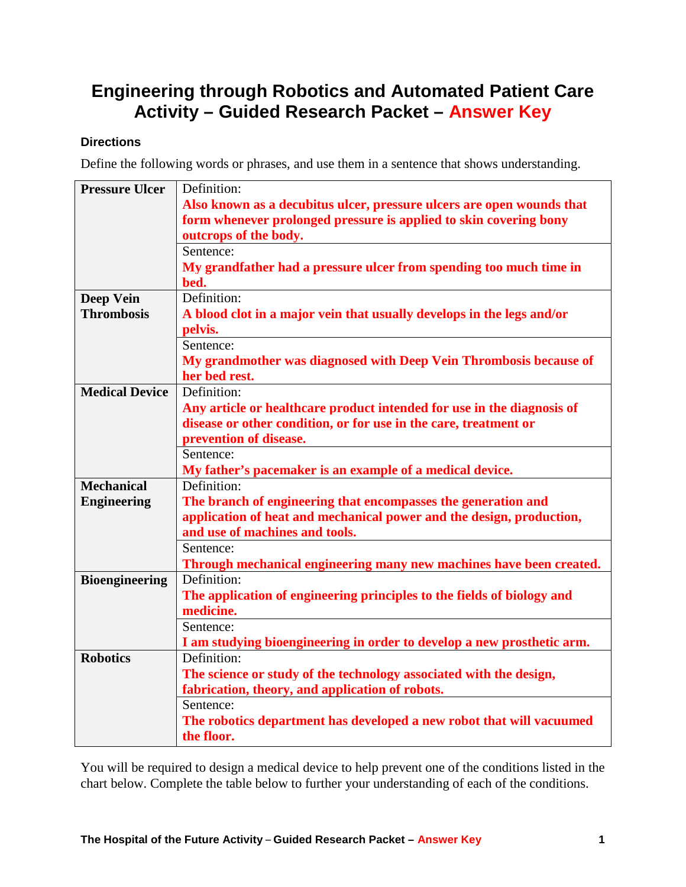# Engineering through Robotics and Automated Patient Care Activity – Guided Research Packet – Answer Key

### Directions

Define the following words or phrases, and use them in a sentence that shows understanding.

| Term | |
|---|---|
| **Pressure Ulcer** | Definition: **Also known as a decubitus ulcer, pressure ulcers are open wounds that form whenever prolonged pressure is applied to skin covering bony outcrops of the body.** |
| | Sentence: **My grandfather had a pressure ulcer from spending too much time in bed.** |
| **Deep Vein Thrombosis** | Definition: **A blood clot in a major vein that usually develops in the legs and/or pelvis.** |
| | Sentence: **My grandmother was diagnosed with Deep Vein Thrombosis because of her bed rest.** |
| **Medical Device** | Definition: **Any article or healthcare product intended for use in the diagnosis of disease or other condition, or for use in the care, treatment or prevention of disease.** |
| | Sentence: **My father's pacemaker is an example of a medical device.** |
| **Mechanical Engineering** | Definition: **The branch of engineering that encompasses the generation and application of heat and mechanical power and the design, production, and use of machines and tools.** |
| | Sentence: **Through mechanical engineering many new machines have been created.** |
| **Bioengineering** | Definition: **The application of engineering principles to the fields of biology and medicine.** |
| | Sentence: **I am studying bioengineering in order to develop a new prosthetic arm.** |
| **Robotics** | Definition: **The science or study of the technology associated with the design, fabrication, theory, and application of robots.** |
| | Sentence: **The robotics department has developed a new robot that will vacuumed the floor.** |

You will be required to design a medical device to help prevent one of the conditions listed in the chart below. Complete the table below to further your understanding of each of the conditions.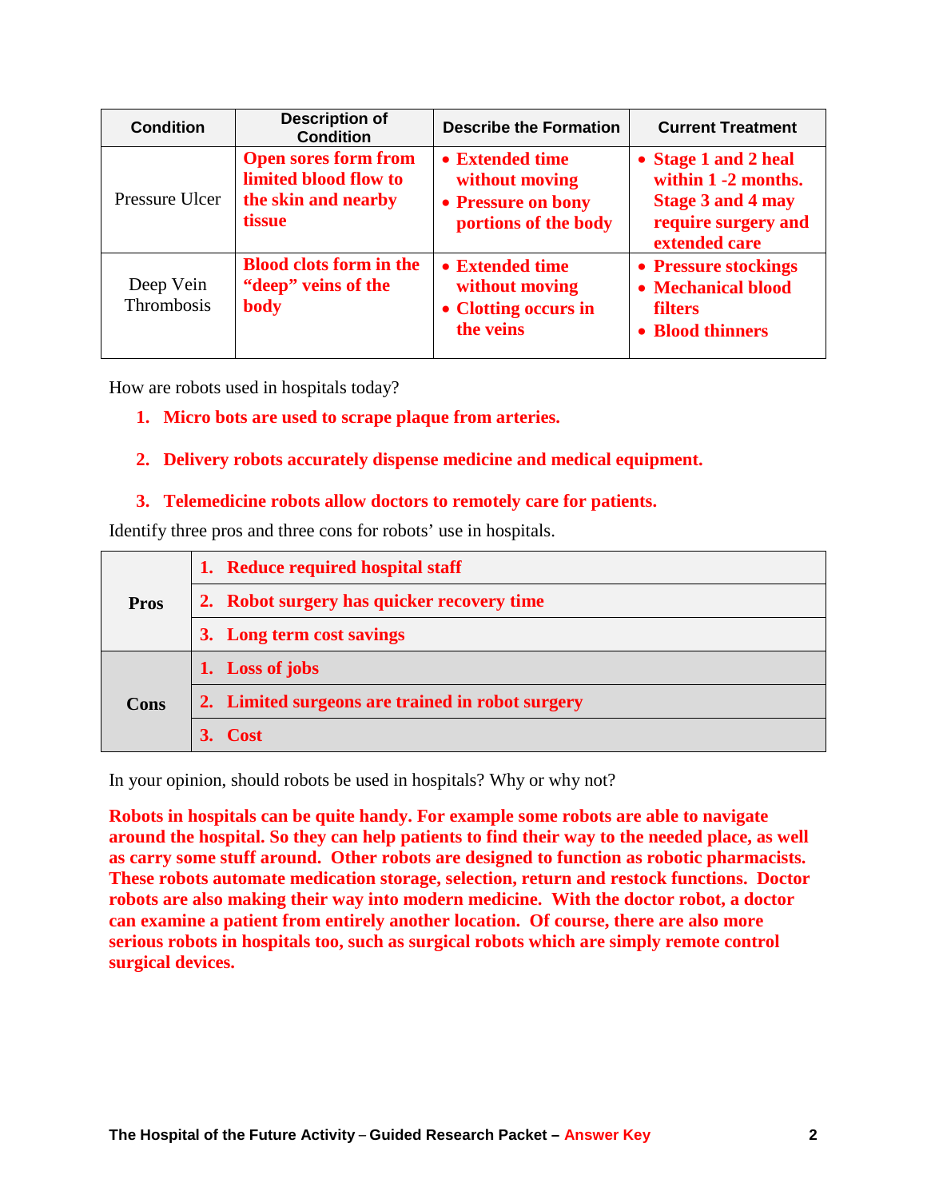| Condition | Description of Condition | Describe the Formation | Current Treatment |
|---|---|---|---|
| Pressure Ulcer | **Open sores form from limited blood flow to the skin and nearby tissue** | • **Extended time without moving**<br>• **Pressure on bony portions of the body** | • **Stage 1 and 2 heal within 1 -2 months. Stage 3 and 4 may require surgery and extended care** |
| Deep Vein Thrombosis | **Blood clots form in the "deep" veins of the body** | • **Extended time without moving**<br>• **Clotting occurs in the veins** | • **Pressure stockings**<br>• **Mechanical blood filters**<br>• **Blood thinners** |

How are robots used in hospitals today?

1. **Micro bots are used to scrape plaque from arteries.**
2. **Delivery robots accurately dispense medicine and medical equipment.**
3. **Telemedicine robots allow doctors to remotely care for patients.**

Identify three pros and three cons for robots' use in hospitals.

| | |
|---|---|
| **Pros** | **1. Reduce required hospital staff** |
| | **2. Robot surgery has quicker recovery time** |
| | **3. Long term cost savings** |
| **Cons** | **1. Loss of jobs** |
| | **2. Limited surgeons are trained in robot surgery** |
| | **3. Cost** |

In your opinion, should robots be used in hospitals? Why or why not?

**Robots in hospitals can be quite handy. For example some robots are able to navigate around the hospital. So they can help patients to find their way to the needed place, as well as carry some stuff around. Other robots are designed to function as robotic pharmacists. These robots automate medication storage, selection, return and restock functions. Doctor robots are also making their way into modern medicine. With the doctor robot, a doctor can examine a patient from entirely another location. Of course, there are also more serious robots in hospitals too, such as surgical robots which are simply remote control surgical devices.**